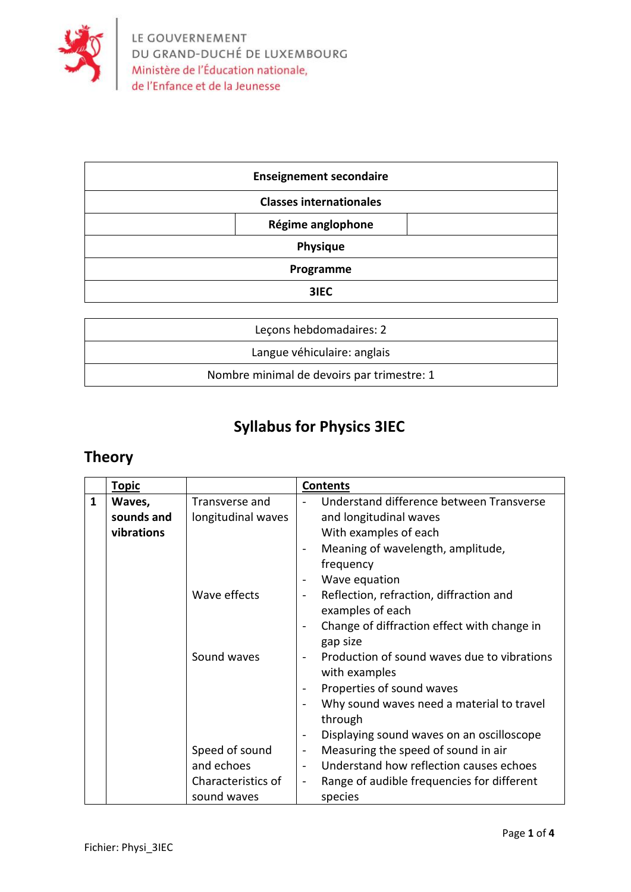LE GOUVERNEMENT
DU GRAND-DUCHÉ DE LUXEMBOURG
Ministère de l'Éducation nationale,
de l'Enfance et de la Jeunesse

| Enseignement secondaire |
|---|
| Classes internationales |
| Régime anglophone |
| Physique |
| Programme |
| 3IEC |

| Leçons hebdomadaires: 2 |
|---|
| Langue véhiculaire: anglais |
| Nombre minimal de devoirs par trimestre: 1 |

# Syllabus for Physics 3IEC

## Theory

| | Topic | | Contents |
|---|---|---|---|
| **1** | **Waves, sounds and vibrations** | Transverse and longitudinal waves | - Understand difference between Transverse and longitudinal waves With examples of each<br>- Meaning of wavelength, amplitude, frequency<br>- Wave equation |
| | | Wave effects | - Reflection, refraction, diffraction and examples of each<br>- Change of diffraction effect with change in gap size |
| | | Sound waves | - Production of sound waves due to vibrations with examples<br>- Properties of sound waves<br>- Why sound waves need a material to travel through<br>- Displaying sound waves on an oscilloscope |
| | | Speed of sound and echoes | - Measuring the speed of sound in air<br>- Understand how reflection causes echoes |
| | | Characteristics of sound waves | - Range of audible frequencies for different species |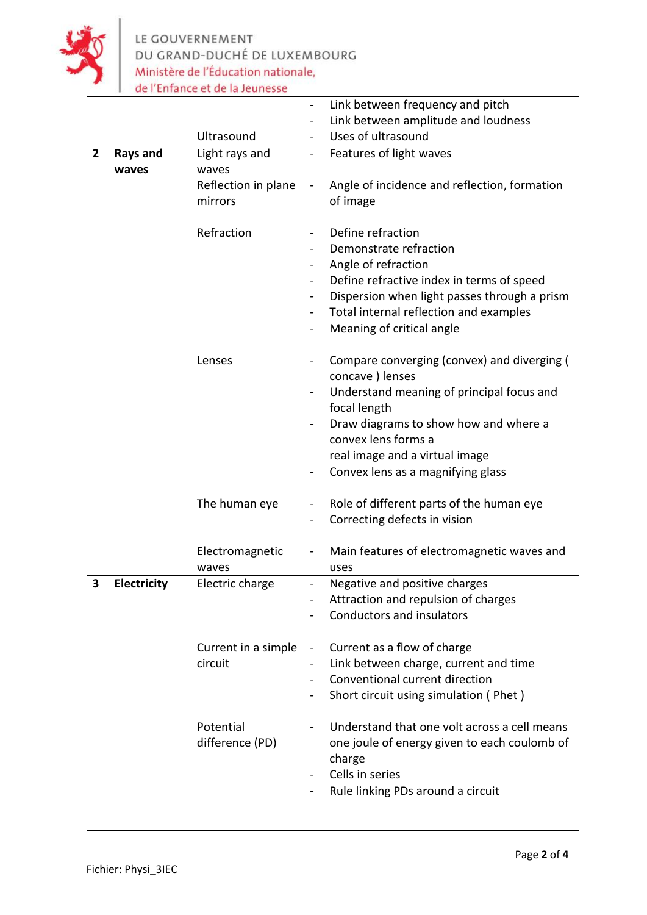| | | | |
|---|---|---|---|
| | | Ultrasound | - Link between frequency and pitch<br>- Link between amplitude and loudness<br>- Uses of ultrasound |
| **2** | **Rays and waves** | Light rays and waves<br>Reflection in plane mirrors | - Features of light waves<br>- Angle of incidence and reflection, formation of image |
| | | Refraction | - Define refraction<br>- Demonstrate refraction<br>- Angle of refraction<br>- Define refractive index in terms of speed<br>- Dispersion when light passes through a prism<br>- Total internal reflection and examples<br>- Meaning of critical angle |
| | | Lenses | - Compare converging (convex) and diverging ( concave ) lenses<br>- Understand meaning of principal focus and focal length<br>- Draw diagrams to show how and where a convex lens forms a real image and a virtual image<br>- Convex lens as a magnifying glass |
| | | The human eye | - Role of different parts of the human eye<br>- Correcting defects in vision |
| | | Electromagnetic waves | - Main features of electromagnetic waves and uses |
| **3** | **Electricity** | Electric charge | - Negative and positive charges<br>- Attraction and repulsion of charges<br>- Conductors and insulators |
| | | Current in a simple circuit | - Current as a flow of charge<br>- Link between charge, current and time<br>- Conventional current direction<br>- Short circuit using simulation ( Phet ) |
| | | Potential difference (PD) | - Understand that one volt across a cell means one joule of energy given to each coulomb of charge<br>- Cells in series<br>- Rule linking PDs around a circuit |

Fichier: Physi_3IEC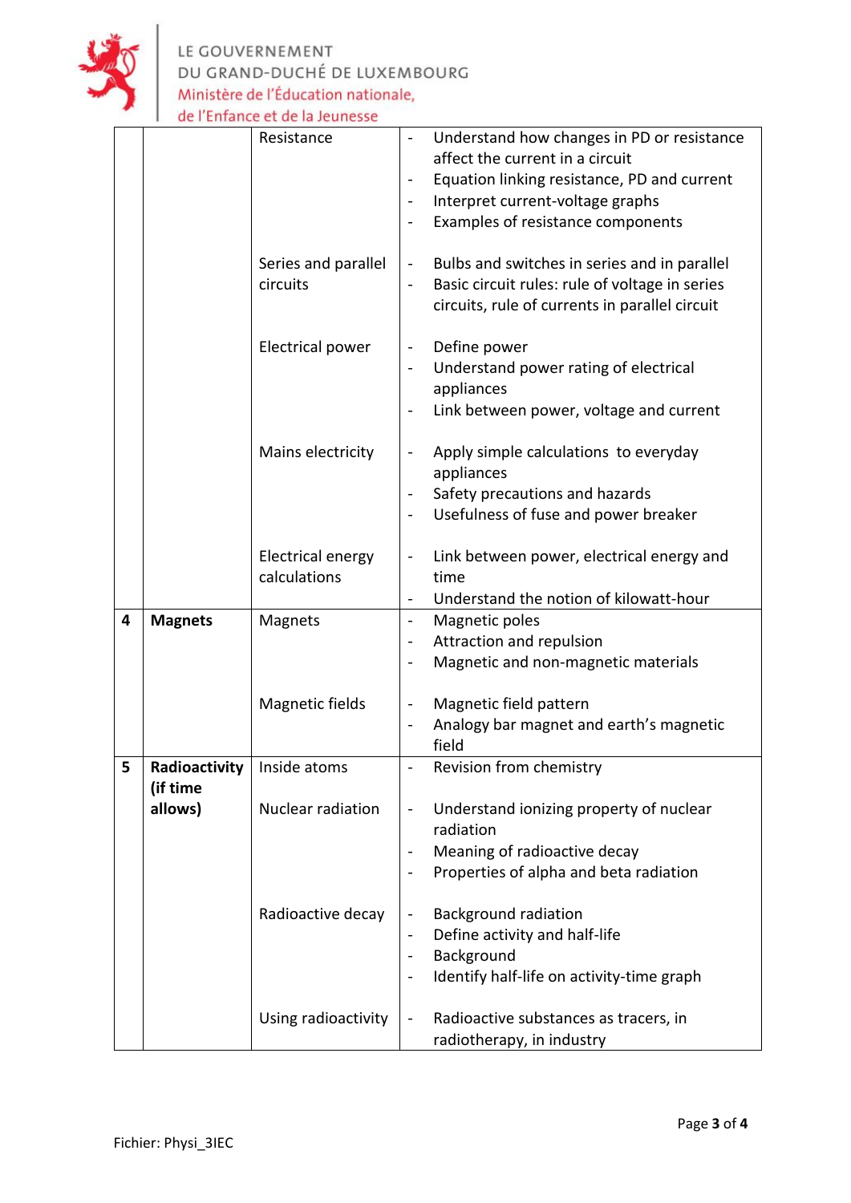| | | | |
|---|---|---|---|
| | | Resistance | - Understand how changes in PD or resistance affect the current in a circuit<br>- Equation linking resistance, PD and current<br>- Interpret current-voltage graphs<br>- Examples of resistance components |
| | | Series and parallel circuits | - Bulbs and switches in series and in parallel<br>- Basic circuit rules: rule of voltage in series circuits, rule of currents in parallel circuit |
| | | Electrical power | - Define power<br>- Understand power rating of electrical appliances<br>- Link between power, voltage and current |
| | | Mains electricity | - Apply simple calculations to everyday appliances<br>- Safety precautions and hazards<br>- Usefulness of fuse and power breaker |
| | | Electrical energy calculations | - Link between power, electrical energy and time<br>- Understand the notion of kilowatt-hour |
| **4** | **Magnets** | Magnets | - Magnetic poles<br>- Attraction and repulsion<br>- Magnetic and non-magnetic materials |
| | | Magnetic fields | - Magnetic field pattern<br>- Analogy bar magnet and earth's magnetic field |
| **5** | **Radioactivity (if time allows)** | Inside atoms | - Revision from chemistry |
| | | Nuclear radiation | - Understand ionizing property of nuclear radiation<br>- Meaning of radioactive decay<br>- Properties of alpha and beta radiation |
| | | Radioactive decay | - Background radiation<br>- Define activity and half-life<br>- Background<br>- Identify half-life on activity-time graph |
| | | Using radioactivity | - Radioactive substances as tracers, in radiotherapy, in industry |

Fichier: Physi_3IEC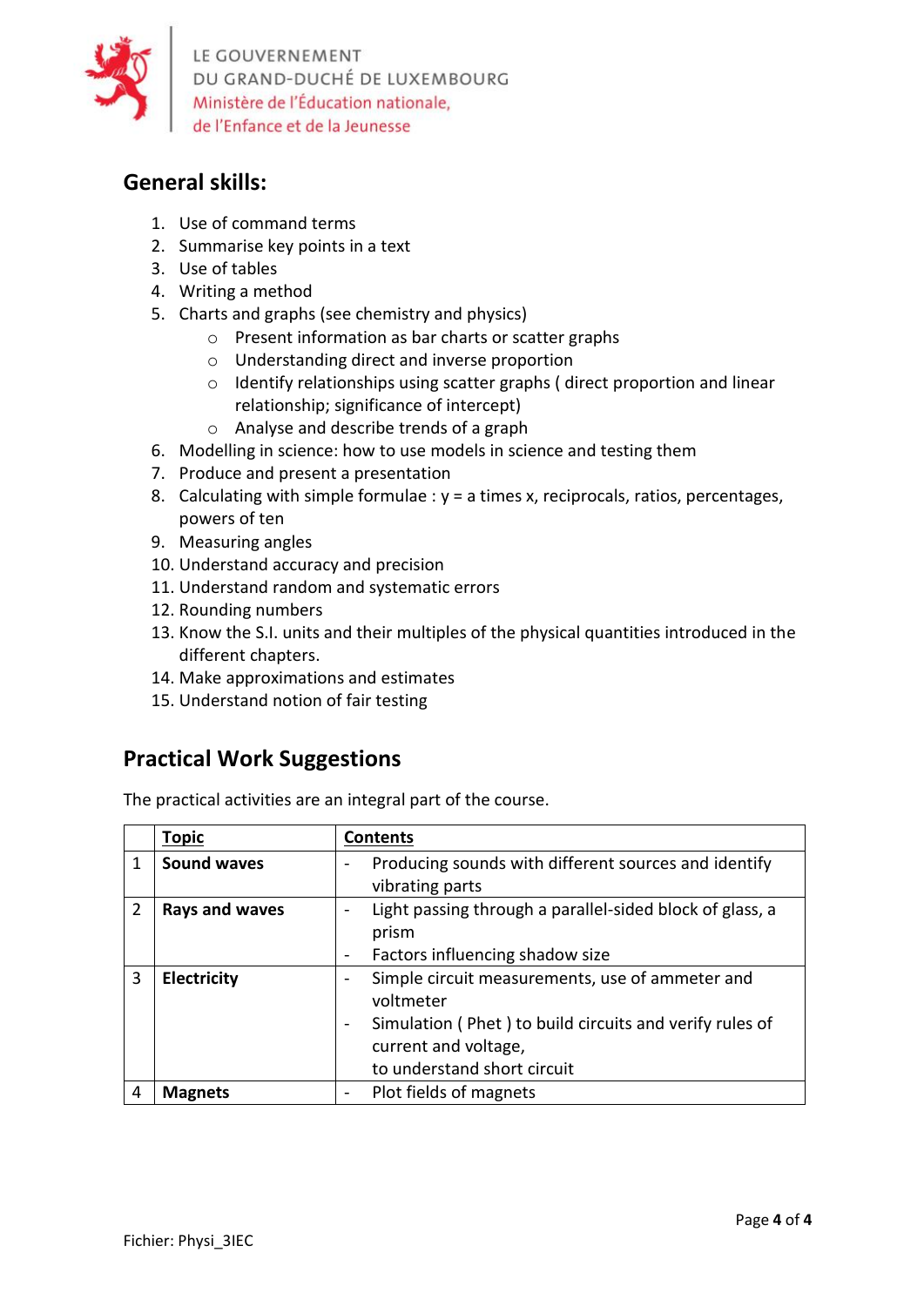## General skills:

1. Use of command terms
2. Summarise key points in a text
3. Use of tables
4. Writing a method
5. Charts and graphs (see chemistry and physics)
   - Present information as bar charts or scatter graphs
   - Understanding direct and inverse proportion
   - Identify relationships using scatter graphs ( direct proportion and linear relationship; significance of intercept)
   - Analyse and describe trends of a graph
6. Modelling in science: how to use models in science and testing them
7. Produce and present a presentation
8. Calculating with simple formulae : y = a times x, reciprocals, ratios, percentages, powers of ten
9. Measuring angles
10. Understand accuracy and precision
11. Understand random and systematic errors
12. Rounding numbers
13. Know the S.I. units and their multiples of the physical quantities introduced in the different chapters.
14. Make approximations and estimates
15. Understand notion of fair testing

## Practical Work Suggestions

The practical activities are an integral part of the course.

| | Topic | Contents |
|---|---|---|
| 1 | **Sound waves** | - Producing sounds with different sources and identify vibrating parts |
| 2 | **Rays and waves** | - Light passing through a parallel-sided block of glass, a prism<br>- Factors influencing shadow size |
| 3 | **Electricity** | - Simple circuit measurements, use of ammeter and voltmeter<br>- Simulation ( Phet ) to build circuits and verify rules of current and voltage, to understand short circuit |
| 4 | **Magnets** | - Plot fields of magnets |

Fichier: Physi_3IEC